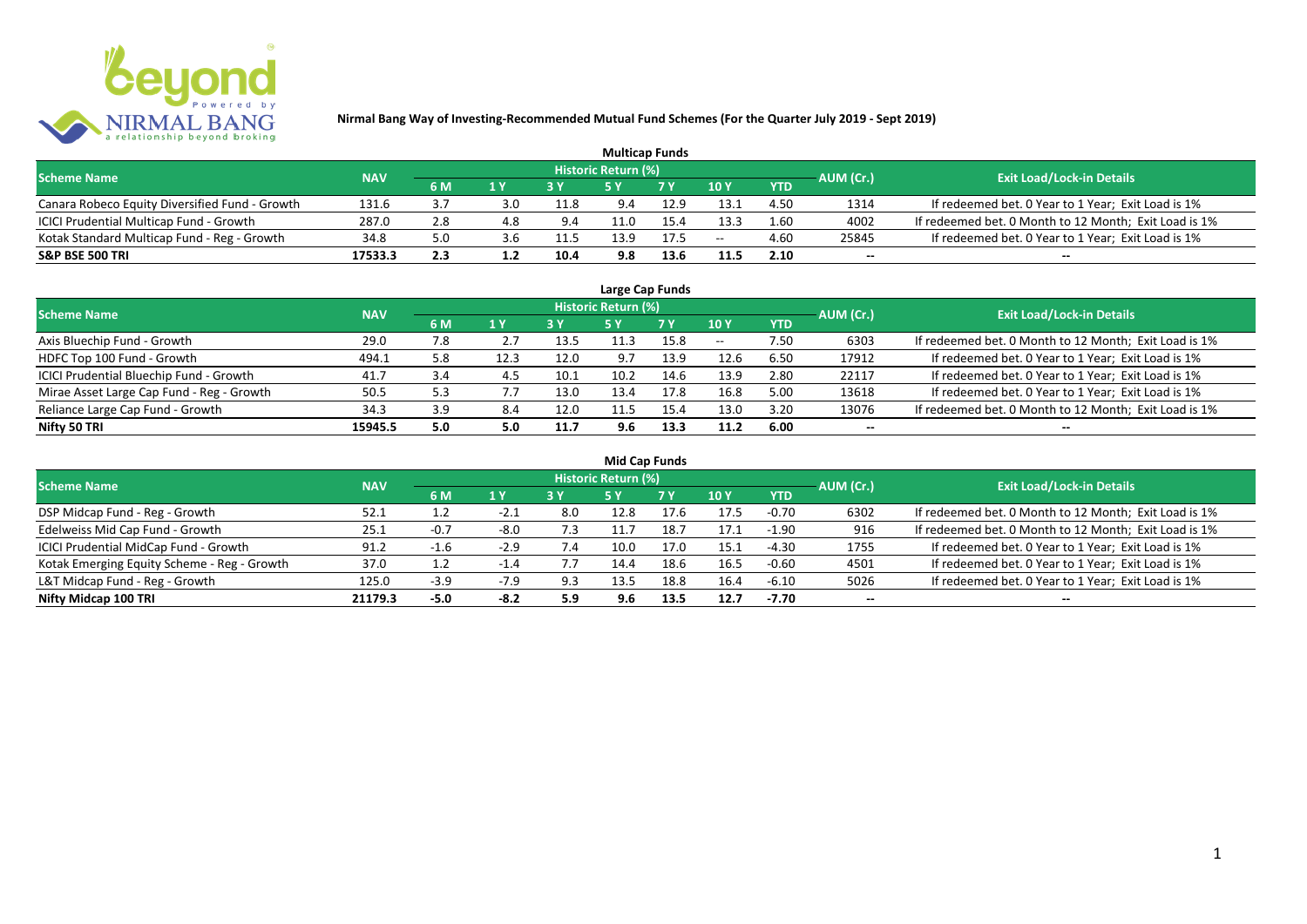# Nirmal Bang Way of Investing-Recommended Mutual Fund Schemes (For the Quarter July 2019 - Sept 2019)

## Multicap Funds

| Scheme Name | NAV | Historic Return (%) | | | | | | | AUM (Cr.) | Exit Load/Lock-in Details |
|---|---|---|---|---|---|---|---|---|---|---|
| | | 6 M | 1 Y | 3 Y | 5 Y | 7 Y | 10 Y | YTD | | |
| Canara Robeco Equity Diversified Fund - Growth | 131.6 | 3.7 | 3.0 | 11.8 | 9.4 | 12.9 | 13.1 | 4.50 | 1314 | If redeemed bet. 0 Year to 1 Year; Exit Load is 1% |
| ICICI Prudential Multicap Fund - Growth | 287.0 | 2.8 | 4.8 | 9.4 | 11.0 | 15.4 | 13.3 | 1.60 | 4002 | If redeemed bet. 0 Month to 12 Month; Exit Load is 1% |
| Kotak Standard Multicap Fund - Reg - Growth | 34.8 | 5.0 | 3.6 | 11.5 | 13.9 | 17.5 | -- | 4.60 | 25845 | If redeemed bet. 0 Year to 1 Year; Exit Load is 1% |
| **S&P BSE 500 TRI** | **17533.3** | **2.3** | **1.2** | **10.4** | **9.8** | **13.6** | **11.5** | **2.10** | -- | -- |

## Large Cap Funds

| Scheme Name | NAV | Historic Return (%) | | | | | | | AUM (Cr.) | Exit Load/Lock-in Details |
|---|---|---|---|---|---|---|---|---|---|---|
| | | 6 M | 1 Y | 3 Y | 5 Y | 7 Y | 10 Y | YTD | | |
| Axis Bluechip Fund - Growth | 29.0 | 7.8 | 2.7 | 13.5 | 11.3 | 15.8 | -- | 7.50 | 6303 | If redeemed bet. 0 Month to 12 Month; Exit Load is 1% |
| HDFC Top 100 Fund - Growth | 494.1 | 5.8 | 12.3 | 12.0 | 9.7 | 13.9 | 12.6 | 6.50 | 17912 | If redeemed bet. 0 Year to 1 Year; Exit Load is 1% |
| ICICI Prudential Bluechip Fund - Growth | 41.7 | 3.4 | 4.5 | 10.1 | 10.2 | 14.6 | 13.9 | 2.80 | 22117 | If redeemed bet. 0 Year to 1 Year; Exit Load is 1% |
| Mirae Asset Large Cap Fund - Reg - Growth | 50.5 | 5.3 | 7.7 | 13.0 | 13.4 | 17.8 | 16.8 | 5.00 | 13618 | If redeemed bet. 0 Year to 1 Year; Exit Load is 1% |
| Reliance Large Cap Fund - Growth | 34.3 | 3.9 | 8.4 | 12.0 | 11.5 | 15.4 | 13.0 | 3.20 | 13076 | If redeemed bet. 0 Month to 12 Month; Exit Load is 1% |
| **Nifty 50 TRI** | **15945.5** | **5.0** | **5.0** | **11.7** | **9.6** | **13.3** | **11.2** | **6.00** | -- | -- |

## Mid Cap Funds

| Scheme Name | NAV | Historic Return (%) | | | | | | | AUM (Cr.) | Exit Load/Lock-in Details |
|---|---|---|---|---|---|---|---|---|---|---|
| | | 6 M | 1 Y | 3 Y | 5 Y | 7 Y | 10 Y | YTD | | |
| DSP Midcap Fund - Reg - Growth | 52.1 | 1.2 | -2.1 | 8.0 | 12.8 | 17.6 | 17.5 | -0.70 | 6302 | If redeemed bet. 0 Month to 12 Month; Exit Load is 1% |
| Edelweiss Mid Cap Fund - Growth | 25.1 | -0.7 | -8.0 | 7.3 | 11.7 | 18.7 | 17.1 | -1.90 | 916 | If redeemed bet. 0 Month to 12 Month; Exit Load is 1% |
| ICICI Prudential MidCap Fund - Growth | 91.2 | -1.6 | -2.9 | 7.4 | 10.0 | 17.0 | 15.1 | -4.30 | 1755 | If redeemed bet. 0 Year to 1 Year; Exit Load is 1% |
| Kotak Emerging Equity Scheme - Reg - Growth | 37.0 | 1.2 | -1.4 | 7.7 | 14.4 | 18.6 | 16.5 | -0.60 | 4501 | If redeemed bet. 0 Year to 1 Year; Exit Load is 1% |
| L&T Midcap Fund - Reg - Growth | 125.0 | -3.9 | -7.9 | 9.3 | 13.5 | 18.8 | 16.4 | -6.10 | 5026 | If redeemed bet. 0 Year to 1 Year; Exit Load is 1% |
| **Nifty Midcap 100 TRI** | **21179.3** | **-5.0** | **-8.2** | **5.9** | **9.6** | **13.5** | **12.7** | **-7.70** | -- | -- |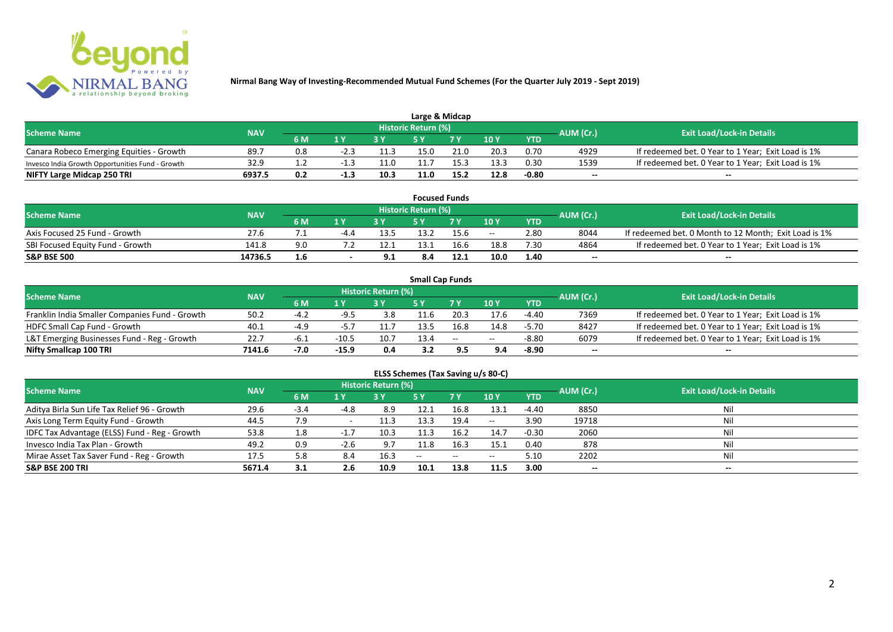## Nirmal Bang Way of Investing-Recommended Mutual Fund Schemes (For the Quarter July 2019 - Sept 2019)

### Large & Midcap

| Scheme Name | NAV | Historic Return (%) | | | | | | | AUM (Cr.) | Exit Load/Lock-in Details |
|---|---|---|---|---|---|---|---|---|---|---|
| | | 6 M | 1 Y | 3 Y | 5 Y | 7 Y | 10 Y | YTD | | |
| Canara Robeco Emerging Equities - Growth | 89.7 | 0.8 | -2.3 | 11.3 | 15.0 | 21.0 | 20.3 | 0.70 | 4929 | If redeemed bet. 0 Year to 1 Year; Exit Load is 1% |
| Invesco India Growth Opportunities Fund - Growth | 32.9 | 1.2 | -1.3 | 11.0 | 11.7 | 15.3 | 13.3 | 0.30 | 1539 | If redeemed bet. 0 Year to 1 Year; Exit Load is 1% |
| **NIFTY Large Midcap 250 TRI** | **6937.5** | **0.2** | **-1.3** | **10.3** | **11.0** | **15.2** | **12.8** | **-0.80** | -- | -- |

### Focused Funds

| Scheme Name | NAV | Historic Return (%) | | | | | | | AUM (Cr.) | Exit Load/Lock-in Details |
|---|---|---|---|---|---|---|---|---|---|---|
| | | 6 M | 1 Y | 3 Y | 5 Y | 7 Y | 10 Y | YTD | | |
| Axis Focused 25 Fund - Growth | 27.6 | 7.1 | -4.4 | 13.5 | 13.2 | 15.6 | -- | 2.80 | 8044 | If redeemed bet. 0 Month to 12 Month; Exit Load is 1% |
| SBI Focused Equity Fund - Growth | 141.8 | 9.0 | 7.2 | 12.1 | 13.1 | 16.6 | 18.8 | 7.30 | 4864 | If redeemed bet. 0 Year to 1 Year; Exit Load is 1% |
| **S&P BSE 500** | **14736.5** | **1.6** | - | **9.1** | **8.4** | **12.1** | **10.0** | **1.40** | -- | -- |

### Small Cap Funds

| Scheme Name | NAV | Historic Return (%) | | | | | | | AUM (Cr.) | Exit Load/Lock-in Details |
|---|---|---|---|---|---|---|---|---|---|---|
| | | 6 M | 1 Y | 3 Y | 5 Y | 7 Y | 10 Y | YTD | | |
| Franklin India Smaller Companies Fund - Growth | 50.2 | -4.2 | -9.5 | 3.8 | 11.6 | 20.3 | 17.6 | -4.40 | 7369 | If redeemed bet. 0 Year to 1 Year; Exit Load is 1% |
| HDFC Small Cap Fund - Growth | 40.1 | -4.9 | -5.7 | 11.7 | 13.5 | 16.8 | 14.8 | -5.70 | 8427 | If redeemed bet. 0 Year to 1 Year; Exit Load is 1% |
| L&T Emerging Businesses Fund - Reg - Growth | 22.7 | -6.1 | -10.5 | 10.7 | 13.4 | -- | -- | -8.80 | 6079 | If redeemed bet. 0 Year to 1 Year; Exit Load is 1% |
| **Nifty Smallcap 100 TRI** | **7141.6** | **-7.0** | **-15.9** | **0.4** | **3.2** | **9.5** | **9.4** | **-8.90** | -- | -- |

### ELSS Schemes (Tax Saving u/s 80-C)

| Scheme Name | NAV | Historic Return (%) | | | | | | | AUM (Cr.) | Exit Load/Lock-in Details |
|---|---|---|---|---|---|---|---|---|---|---|
| | | 6 M | 1 Y | 3 Y | 5 Y | 7 Y | 10 Y | YTD | | |
| Aditya Birla Sun Life Tax Relief 96 - Growth | 29.6 | -3.4 | -4.8 | 8.9 | 12.1 | 16.8 | 13.1 | -4.40 | 8850 | Nil |
| Axis Long Term Equity Fund - Growth | 44.5 | 7.9 | - | 11.3 | 13.3 | 19.4 | -- | 3.90 | 19718 | Nil |
| IDFC Tax Advantage (ELSS) Fund - Reg - Growth | 53.8 | 1.8 | -1.7 | 10.3 | 11.3 | 16.2 | 14.7 | -0.30 | 2060 | Nil |
| Invesco India Tax Plan - Growth | 49.2 | 0.9 | -2.6 | 9.7 | 11.8 | 16.3 | 15.1 | 0.40 | 878 | Nil |
| Mirae Asset Tax Saver Fund - Reg - Growth | 17.5 | 5.8 | 8.4 | 16.3 | -- | -- | -- | 5.10 | 2202 | Nil |
| **S&P BSE 200 TRI** | **5671.4** | **3.1** | **2.6** | **10.9** | **10.1** | **13.8** | **11.5** | **3.00** | -- | -- |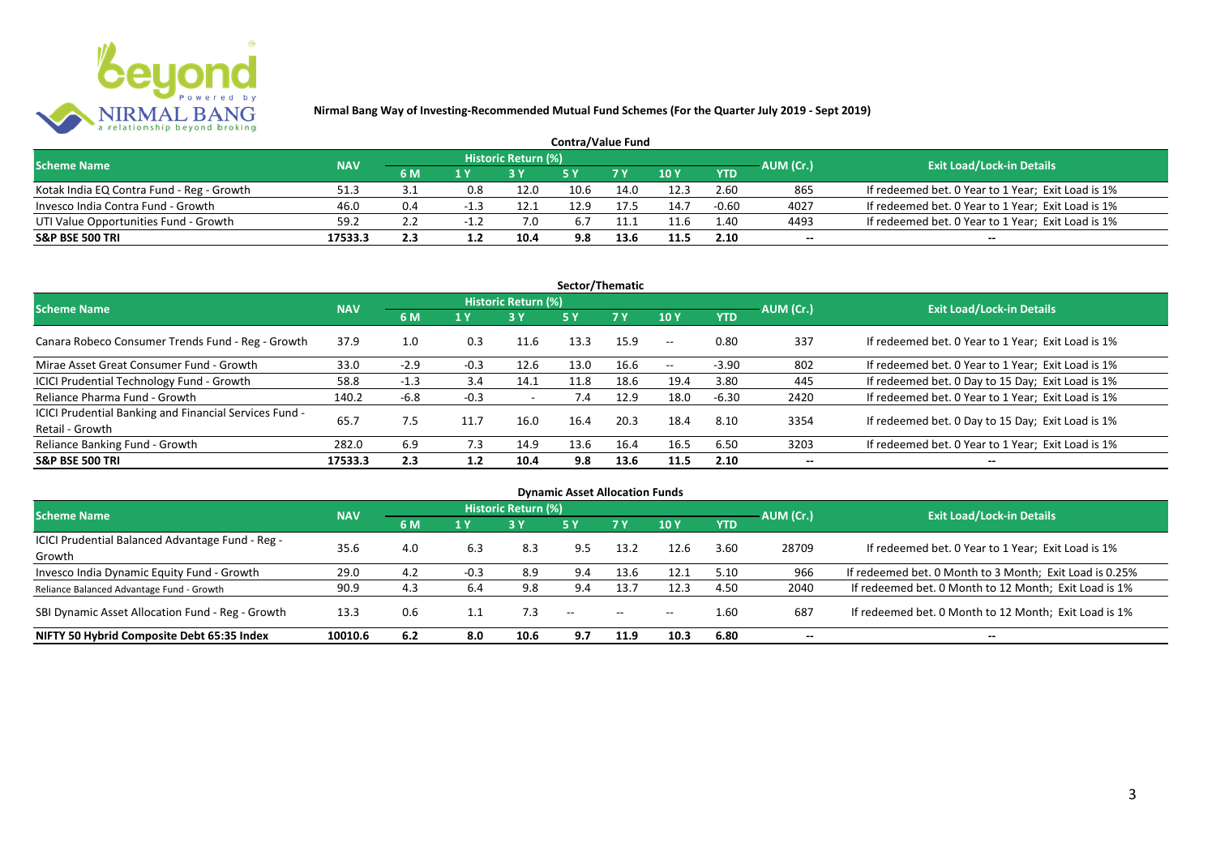**Nirmal Bang Way of Investing-Recommended Mutual Fund Schemes (For the Quarter July 2019 - Sept 2019)**

## Contra/Value Fund

| Scheme Name | NAV | Historic Return (%) | | | | | | | AUM (Cr.) | Exit Load/Lock-in Details |
|---|---|---|---|---|---|---|---|---|---|---|
| | | 6 M | 1 Y | 3 Y | 5 Y | 7 Y | 10 Y | YTD | | |
| Kotak India EQ Contra Fund - Reg - Growth | 51.3 | 3.1 | 0.8 | 12.0 | 10.6 | 14.0 | 12.3 | 2.60 | 865 | If redeemed bet. 0 Year to 1 Year; Exit Load is 1% |
| Invesco India Contra Fund - Growth | 46.0 | 0.4 | -1.3 | 12.1 | 12.9 | 17.5 | 14.7 | -0.60 | 4027 | If redeemed bet. 0 Year to 1 Year; Exit Load is 1% |
| UTI Value Opportunities Fund - Growth | 59.2 | 2.2 | -1.2 | 7.0 | 6.7 | 11.1 | 11.6 | 1.40 | 4493 | If redeemed bet. 0 Year to 1 Year; Exit Load is 1% |
| **S&P BSE 500 TRI** | **17533.3** | **2.3** | **1.2** | **10.4** | **9.8** | **13.6** | **11.5** | **2.10** | **--** | **--** |

## Sector/Thematic

| Scheme Name | NAV | Historic Return (%) | | | | | | | AUM (Cr.) | Exit Load/Lock-in Details |
|---|---|---|---|---|---|---|---|---|---|---|
| | | 6 M | 1 Y | 3 Y | 5 Y | 7 Y | 10 Y | YTD | | |
| Canara Robeco Consumer Trends Fund - Reg - Growth | 37.9 | 1.0 | 0.3 | 11.6 | 13.3 | 15.9 | -- | 0.80 | 337 | If redeemed bet. 0 Year to 1 Year; Exit Load is 1% |
| Mirae Asset Great Consumer Fund - Growth | 33.0 | -2.9 | -0.3 | 12.6 | 13.0 | 16.6 | -- | -3.90 | 802 | If redeemed bet. 0 Year to 1 Year; Exit Load is 1% |
| ICICI Prudential Technology Fund - Growth | 58.8 | -1.3 | 3.4 | 14.1 | 11.8 | 18.6 | 19.4 | 3.80 | 445 | If redeemed bet. 0 Day to 15 Day; Exit Load is 1% |
| Reliance Pharma Fund - Growth | 140.2 | -6.8 | -0.3 | - | 7.4 | 12.9 | 18.0 | -6.30 | 2420 | If redeemed bet. 0 Year to 1 Year; Exit Load is 1% |
| ICICI Prudential Banking and Financial Services Fund - Retail - Growth | 65.7 | 7.5 | 11.7 | 16.0 | 16.4 | 20.3 | 18.4 | 8.10 | 3354 | If redeemed bet. 0 Day to 15 Day; Exit Load is 1% |
| Reliance Banking Fund - Growth | 282.0 | 6.9 | 7.3 | 14.9 | 13.6 | 16.4 | 16.5 | 6.50 | 3203 | If redeemed bet. 0 Year to 1 Year; Exit Load is 1% |
| **S&P BSE 500 TRI** | **17533.3** | **2.3** | **1.2** | **10.4** | **9.8** | **13.6** | **11.5** | **2.10** | **--** | **--** |

## Dynamic Asset Allocation Funds

| Scheme Name | NAV | Historic Return (%) | | | | | | | AUM (Cr.) | Exit Load/Lock-in Details |
|---|---|---|---|---|---|---|---|---|---|---|
| | | 6 M | 1 Y | 3 Y | 5 Y | 7 Y | 10 Y | YTD | | |
| ICICI Prudential Balanced Advantage Fund - Reg - Growth | 35.6 | 4.0 | 6.3 | 8.3 | 9.5 | 13.2 | 12.6 | 3.60 | 28709 | If redeemed bet. 0 Year to 1 Year; Exit Load is 1% |
| Invesco India Dynamic Equity Fund - Growth | 29.0 | 4.2 | -0.3 | 8.9 | 9.4 | 13.6 | 12.1 | 5.10 | 966 | If redeemed bet. 0 Month to 3 Month; Exit Load is 0.25% |
| Reliance Balanced Advantage Fund - Growth | 90.9 | 4.3 | 6.4 | 9.8 | 9.4 | 13.7 | 12.3 | 4.50 | 2040 | If redeemed bet. 0 Month to 12 Month; Exit Load is 1% |
| SBI Dynamic Asset Allocation Fund - Reg - Growth | 13.3 | 0.6 | 1.1 | 7.3 | -- | -- | -- | 1.60 | 687 | If redeemed bet. 0 Month to 12 Month; Exit Load is 1% |
| **NIFTY 50 Hybrid Composite Debt 65:35 Index** | **10010.6** | **6.2** | **8.0** | **10.6** | **9.7** | **11.9** | **10.3** | **6.80** | **--** | **--** |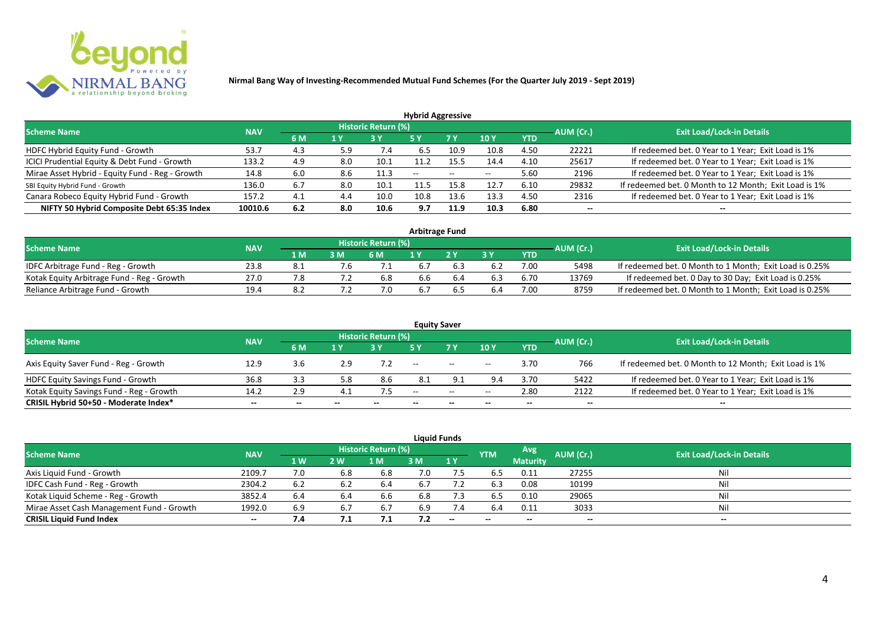**Nirmal Bang Way of Investing-Recommended Mutual Fund Schemes (For the Quarter July 2019 - Sept 2019)**

## Hybrid Aggressive

| Scheme Name | NAV | Historic Return (%) | | | | | | | AUM (Cr.) | Exit Load/Lock-in Details |
|---|---|---|---|---|---|---|---|---|---|---|
| | | 6 M | 1 Y | 3 Y | 5 Y | 7 Y | 10 Y | YTD | | |
| HDFC Hybrid Equity Fund - Growth | 53.7 | 4.3 | 5.9 | 7.4 | 6.5 | 10.9 | 10.8 | 4.50 | 22221 | If redeemed bet. 0 Year to 1 Year; Exit Load is 1% |
| ICICI Prudential Equity & Debt Fund - Growth | 133.2 | 4.9 | 8.0 | 10.1 | 11.2 | 15.5 | 14.4 | 4.10 | 25617 | If redeemed bet. 0 Year to 1 Year; Exit Load is 1% |
| Mirae Asset Hybrid - Equity Fund - Reg - Growth | 14.8 | 6.0 | 8.6 | 11.3 | -- | -- | -- | 5.60 | 2196 | If redeemed bet. 0 Year to 1 Year; Exit Load is 1% |
| SBI Equity Hybrid Fund - Growth | 136.0 | 6.7 | 8.0 | 10.1 | 11.5 | 15.8 | 12.7 | 6.10 | 29832 | If redeemed bet. 0 Month to 12 Month; Exit Load is 1% |
| Canara Robeco Equity Hybrid Fund - Growth | 157.2 | 4.1 | 4.4 | 10.0 | 10.8 | 13.6 | 13.3 | 4.50 | 2316 | If redeemed bet. 0 Year to 1 Year; Exit Load is 1% |
| **NIFTY 50 Hybrid Composite Debt 65:35 Index** | **10010.6** | **6.2** | **8.0** | **10.6** | **9.7** | **11.9** | **10.3** | **6.80** | **--** | **--** |

## Arbitrage Fund

| Scheme Name | NAV | Historic Return (%) | | | | | | | AUM (Cr.) | Exit Load/Lock-in Details |
|---|---|---|---|---|---|---|---|---|---|---|
| | | 1 M | 3 M | 6 M | 1 Y | 2 Y | 3 Y | YTD | | |
| IDFC Arbitrage Fund - Reg - Growth | 23.8 | 8.1 | 7.6 | 7.1 | 6.7 | 6.3 | 6.2 | 7.00 | 5498 | If redeemed bet. 0 Month to 1 Month; Exit Load is 0.25% |
| Kotak Equity Arbitrage Fund - Reg - Growth | 27.0 | 7.8 | 7.2 | 6.8 | 6.6 | 6.4 | 6.3 | 6.70 | 13769 | If redeemed bet. 0 Day to 30 Day; Exit Load is 0.25% |
| Reliance Arbitrage Fund - Growth | 19.4 | 8.2 | 7.2 | 7.0 | 6.7 | 6.5 | 6.4 | 7.00 | 8759 | If redeemed bet. 0 Month to 1 Month; Exit Load is 0.25% |

## Equity Saver

| Scheme Name | NAV | Historic Return (%) | | | | | | | AUM (Cr.) | Exit Load/Lock-in Details |
|---|---|---|---|---|---|---|---|---|---|---|
| | | 6 M | 1 Y | 3 Y | 5 Y | 7 Y | 10 Y | YTD | | |
| Axis Equity Saver Fund - Reg - Growth | 12.9 | 3.6 | 2.9 | 7.2 | -- | -- | -- | 3.70 | 766 | If redeemed bet. 0 Month to 12 Month; Exit Load is 1% |
| HDFC Equity Savings Fund - Growth | 36.8 | 3.3 | 5.8 | 8.6 | 8.1 | 9.1 | 9.4 | 3.70 | 5422 | If redeemed bet. 0 Year to 1 Year; Exit Load is 1% |
| Kotak Equity Savings Fund - Reg - Growth | 14.2 | 2.9 | 4.1 | 7.5 | -- | -- | -- | 2.80 | 2122 | If redeemed bet. 0 Year to 1 Year; Exit Load is 1% |
| **CRISIL Hybrid 50+50 - Moderate Index*** | **--** | **--** | **--** | **--** | **--** | **--** | **--** | **--** | **--** | **--** |

## Liquid Funds

| Scheme Name | NAV | Historic Return (%) | | | | | YTM | Avg Maturity | AUM (Cr.) | Exit Load/Lock-in Details |
|---|---|---|---|---|---|---|---|---|---|---|
| | | 1 W | 2 W | 1 M | 3 M | 1 Y | | | | |
| Axis Liquid Fund - Growth | 2109.7 | 7.0 | 6.8 | 6.8 | 7.0 | 7.5 | 6.5 | 0.11 | 27255 | Nil |
| IDFC Cash Fund - Reg - Growth | 2304.2 | 6.2 | 6.2 | 6.4 | 6.7 | 7.2 | 6.3 | 0.08 | 10199 | Nil |
| Kotak Liquid Scheme - Reg - Growth | 3852.4 | 6.4 | 6.4 | 6.6 | 6.8 | 7.3 | 6.5 | 0.10 | 29065 | Nil |
| Mirae Asset Cash Management Fund - Growth | 1992.0 | 6.9 | 6.7 | 6.7 | 6.9 | 7.4 | 6.4 | 0.11 | 3033 | Nil |
| **CRISIL Liquid Fund Index** | **--** | **7.4** | **7.1** | **7.1** | **7.2** | **--** | **--** | **--** | **--** | **--** |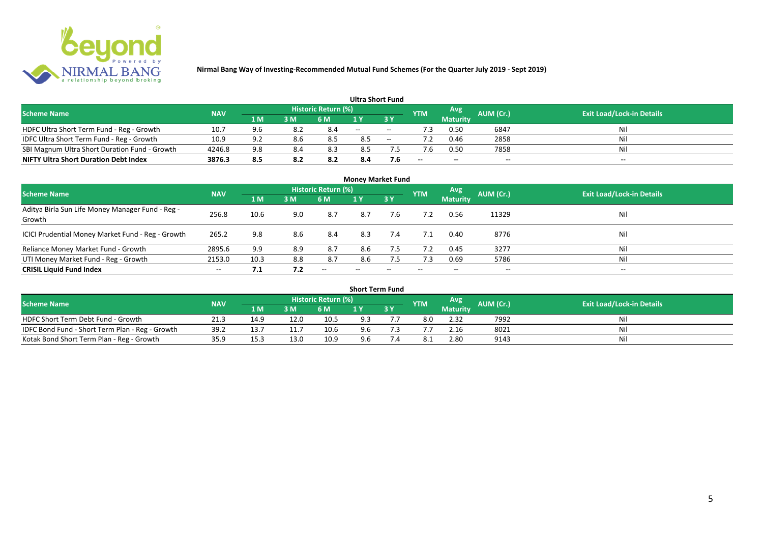**Nirmal Bang Way of Investing-Recommended Mutual Fund Schemes (For the Quarter July 2019 - Sept 2019)**

## Ultra Short Fund

| Scheme Name | NAV | Historic Return (%) | | | | | YTM | Avg Maturity | AUM (Cr.) | Exit Load/Lock-in Details |
|---|---|---|---|---|---|---|---|---|---|---|
| | | 1 M | 3 M | 6 M | 1 Y | 3 Y | | | | |
| HDFC Ultra Short Term Fund - Reg - Growth | 10.7 | 9.6 | 8.2 | 8.4 | -- | -- | 7.3 | 0.50 | 6847 | Nil |
| IDFC Ultra Short Term Fund - Reg - Growth | 10.9 | 9.2 | 8.6 | 8.5 | 8.5 | -- | 7.2 | 0.46 | 2858 | Nil |
| SBI Magnum Ultra Short Duration Fund - Growth | 4246.8 | 9.8 | 8.4 | 8.3 | 8.5 | 7.5 | 7.6 | 0.50 | 7858 | Nil |
| **NIFTY Ultra Short Duration Debt Index** | **3876.3** | **8.5** | **8.2** | **8.2** | **8.4** | **7.6** | -- | -- | -- | -- |

## Money Market Fund

| Scheme Name | NAV | Historic Return (%) | | | | | YTM | Avg Maturity | AUM (Cr.) | Exit Load/Lock-in Details |
|---|---|---|---|---|---|---|---|---|---|---|
| | | 1 M | 3 M | 6 M | 1 Y | 3 Y | | | | |
| Aditya Birla Sun Life Money Manager Fund - Reg - Growth | 256.8 | 10.6 | 9.0 | 8.7 | 8.7 | 7.6 | 7.2 | 0.56 | 11329 | Nil |
| ICICI Prudential Money Market Fund - Reg - Growth | 265.2 | 9.8 | 8.6 | 8.4 | 8.3 | 7.4 | 7.1 | 0.40 | 8776 | Nil |
| Reliance Money Market Fund - Growth | 2895.6 | 9.9 | 8.9 | 8.7 | 8.6 | 7.5 | 7.2 | 0.45 | 3277 | Nil |
| UTI Money Market Fund - Reg - Growth | 2153.0 | 10.3 | 8.8 | 8.7 | 8.6 | 7.5 | 7.3 | 0.69 | 5786 | Nil |
| **CRISIL Liquid Fund Index** | -- | **7.1** | **7.2** | -- | -- | -- | -- | -- | -- | -- |

## Short Term Fund

| Scheme Name | NAV | Historic Return (%) | | | | | YTM | Avg Maturity | AUM (Cr.) | Exit Load/Lock-in Details |
|---|---|---|---|---|---|---|---|---|---|---|
| | | 1 M | 3 M | 6 M | 1 Y | 3 Y | | | | |
| HDFC Short Term Debt Fund - Growth | 21.3 | 14.9 | 12.0 | 10.5 | 9.3 | 7.7 | 8.0 | 2.32 | 7992 | Nil |
| IDFC Bond Fund - Short Term Plan - Reg - Growth | 39.2 | 13.7 | 11.7 | 10.6 | 9.6 | 7.3 | 7.7 | 2.16 | 8021 | Nil |
| Kotak Bond Short Term Plan - Reg - Growth | 35.9 | 15.3 | 13.0 | 10.9 | 9.6 | 7.4 | 8.1 | 2.80 | 9143 | Nil |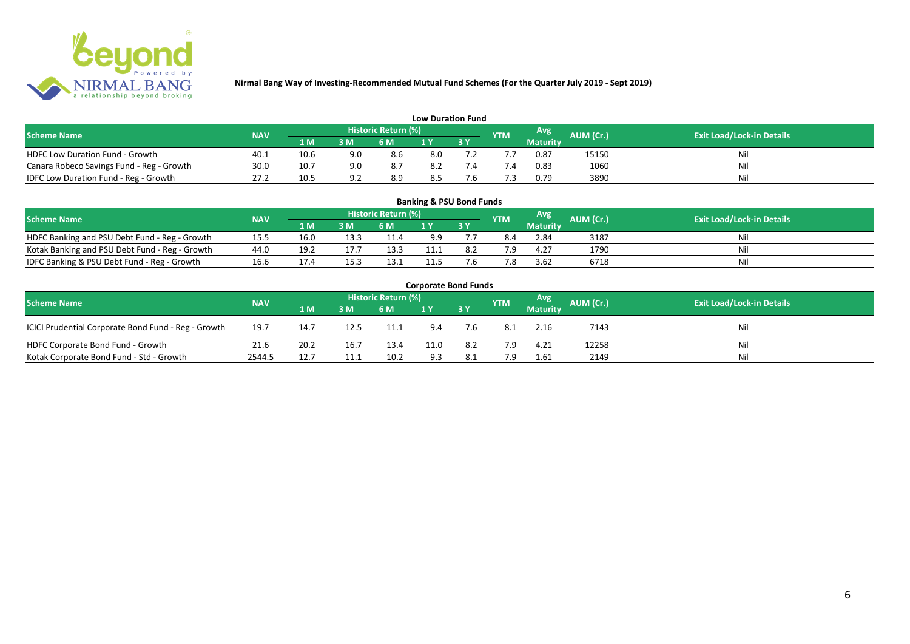**Nirmal Bang Way of Investing-Recommended Mutual Fund Schemes (For the Quarter July 2019 - Sept 2019)**

## Low Duration Fund

| Scheme Name | NAV | Historic Return (%) | | | | | YTM | Avg Maturity | AUM (Cr.) | Exit Load/Lock-in Details |
|---|---|---|---|---|---|---|---|---|---|---|
| | | 1 M | 3 M | 6 M | 1 Y | 3 Y | | | | |
| HDFC Low Duration Fund - Growth | 40.1 | 10.6 | 9.0 | 8.6 | 8.0 | 7.2 | 7.7 | 0.87 | 15150 | Nil |
| Canara Robeco Savings Fund - Reg - Growth | 30.0 | 10.7 | 9.0 | 8.7 | 8.2 | 7.4 | 7.4 | 0.83 | 1060 | Nil |
| IDFC Low Duration Fund - Reg - Growth | 27.2 | 10.5 | 9.2 | 8.9 | 8.5 | 7.6 | 7.3 | 0.79 | 3890 | Nil |

## Banking & PSU Bond Funds

| Scheme Name | NAV | Historic Return (%) | | | | | YTM | Avg Maturity | AUM (Cr.) | Exit Load/Lock-in Details |
|---|---|---|---|---|---|---|---|---|---|---|
| | | 1 M | 3 M | 6 M | 1 Y | 3 Y | | | | |
| HDFC Banking and PSU Debt Fund - Reg - Growth | 15.5 | 16.0 | 13.3 | 11.4 | 9.9 | 7.7 | 8.4 | 2.84 | 3187 | Nil |
| Kotak Banking and PSU Debt Fund - Reg - Growth | 44.0 | 19.2 | 17.7 | 13.3 | 11.1 | 8.2 | 7.9 | 4.27 | 1790 | Nil |
| IDFC Banking & PSU Debt Fund - Reg - Growth | 16.6 | 17.4 | 15.3 | 13.1 | 11.5 | 7.6 | 7.8 | 3.62 | 6718 | Nil |

## Corporate Bond Funds

| Scheme Name | NAV | Historic Return (%) | | | | | YTM | Avg Maturity | AUM (Cr.) | Exit Load/Lock-in Details |
|---|---|---|---|---|---|---|---|---|---|---|
| | | 1 M | 3 M | 6 M | 1 Y | 3 Y | | | | |
| ICICI Prudential Corporate Bond Fund - Reg - Growth | 19.7 | 14.7 | 12.5 | 11.1 | 9.4 | 7.6 | 8.1 | 2.16 | 7143 | Nil |
| HDFC Corporate Bond Fund - Growth | 21.6 | 20.2 | 16.7 | 13.4 | 11.0 | 8.2 | 7.9 | 4.21 | 12258 | Nil |
| Kotak Corporate Bond Fund - Std - Growth | 2544.5 | 12.7 | 11.1 | 10.2 | 9.3 | 8.1 | 7.9 | 1.61 | 2149 | Nil |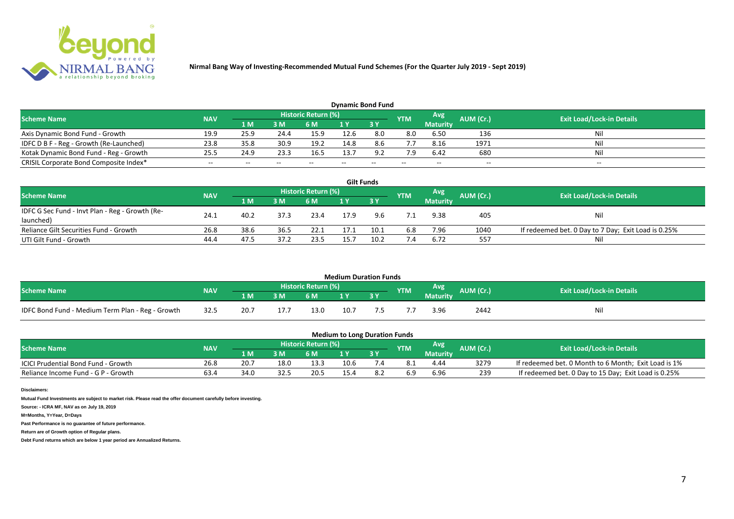**Nirmal Bang Way of Investing-Recommended Mutual Fund Schemes (For the Quarter July 2019 - Sept 2019)**

### Dynamic Bond Fund

| Scheme Name | NAV | Historic Return (%) | | | | | YTM | Avg Maturity | AUM (Cr.) | Exit Load/Lock-in Details |
|---|---|---|---|---|---|---|---|---|---|---|
| | | 1 M | 3 M | 6 M | 1 Y | 3 Y | | | | |
| Axis Dynamic Bond Fund - Growth | 19.9 | 25.9 | 24.4 | 15.9 | 12.6 | 8.0 | 8.0 | 6.50 | 136 | Nil |
| IDFC D B F - Reg - Growth (Re-Launched) | 23.8 | 35.8 | 30.9 | 19.2 | 14.8 | 8.6 | 7.7 | 8.16 | 1971 | Nil |
| Kotak Dynamic Bond Fund - Reg - Growth | 25.5 | 24.9 | 23.3 | 16.5 | 13.7 | 9.2 | 7.9 | 6.42 | 680 | Nil |
| CRISIL Corporate Bond Composite Index* | -- | -- | -- | -- | -- | -- | -- | -- | -- | -- |

### Gilt Funds

| Scheme Name | NAV | Historic Return (%) | | | | | YTM | Avg Maturity | AUM (Cr.) | Exit Load/Lock-in Details |
|---|---|---|---|---|---|---|---|---|---|---|
| | | 1 M | 3 M | 6 M | 1 Y | 3 Y | | | | |
| IDFC G Sec Fund - Invt Plan - Reg - Growth (Re-launched) | 24.1 | 40.2 | 37.3 | 23.4 | 17.9 | 9.6 | 7.1 | 9.38 | 405 | Nil |
| Reliance Gilt Securities Fund - Growth | 26.8 | 38.6 | 36.5 | 22.1 | 17.1 | 10.1 | 6.8 | 7.96 | 1040 | If redeemed bet. 0 Day to 7 Day; Exit Load is 0.25% |
| UTI Gilt Fund - Growth | 44.4 | 47.5 | 37.2 | 23.5 | 15.7 | 10.2 | 7.4 | 6.72 | 557 | Nil |

### Medium Duration Funds

| Scheme Name | NAV | Historic Return (%) | | | | | YTM | Avg Maturity | AUM (Cr.) | Exit Load/Lock-in Details |
|---|---|---|---|---|---|---|---|---|---|---|
| | | 1 M | 3 M | 6 M | 1 Y | 3 Y | | | | |
| IDFC Bond Fund - Medium Term Plan - Reg - Growth | 32.5 | 20.7 | 17.7 | 13.0 | 10.7 | 7.5 | 7.7 | 3.96 | 2442 | Nil |

### Medium to Long Duration Funds

| Scheme Name | NAV | Historic Return (%) | | | | | YTM | Avg Maturity | AUM (Cr.) | Exit Load/Lock-in Details |
|---|---|---|---|---|---|---|---|---|---|---|
| | | 1 M | 3 M | 6 M | 1 Y | 3 Y | | | | |
| ICICI Prudential Bond Fund - Growth | 26.8 | 20.7 | 18.0 | 13.3 | 10.6 | 7.4 | 8.1 | 4.44 | 3279 | If redeemed bet. 0 Month to 6 Month; Exit Load is 1% |
| Reliance Income Fund - G P - Growth | 63.4 | 34.0 | 32.5 | 20.5 | 15.4 | 8.2 | 6.9 | 6.96 | 239 | If redeemed bet. 0 Day to 15 Day; Exit Load is 0.25% |

**Disclaimers:**

**Mutual Fund Investments are subject to market risk. Please read the offer document carefully before investing.**

**Source: - ICRA MF, NAV as on July 19, 2019**

**M=Months, Y=Year, D=Days**

**Past Performance is no guarantee of future performance.**

**Return are of Growth option of Regular plans.**

**Debt Fund returns which are below 1 year period are Annualized Returns.**